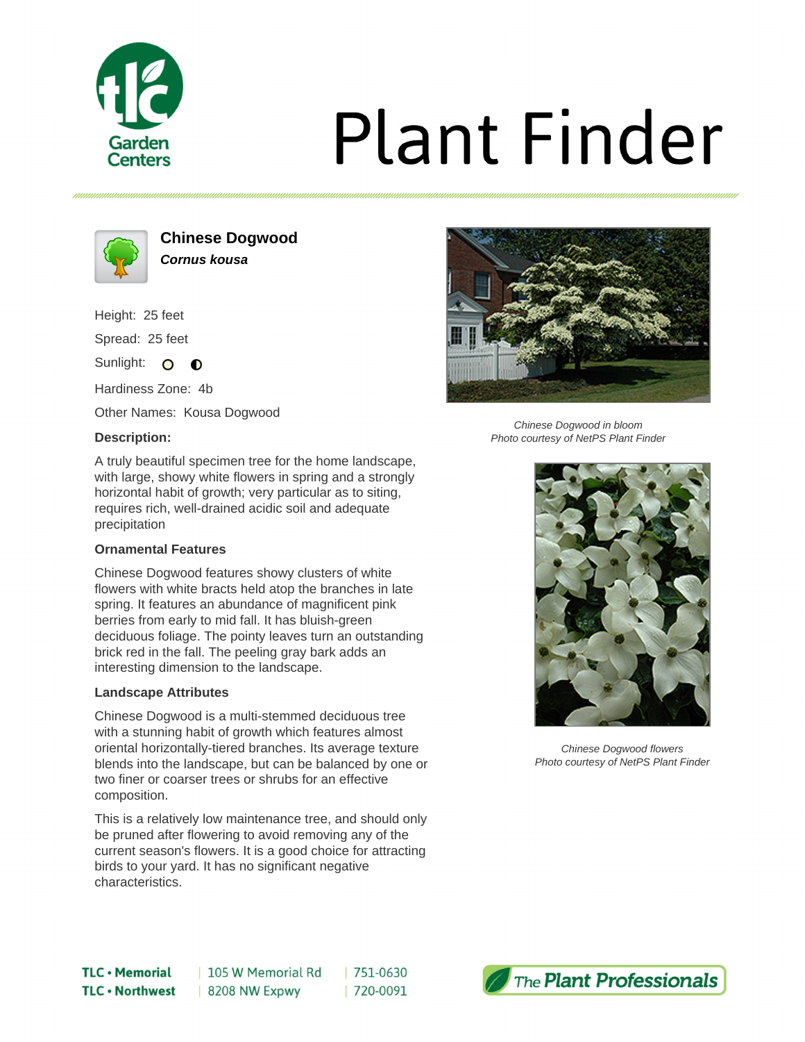# Plant Finder

## Chinese Dogwood

***Cornus kousa***

Height: 25 feet

Spread: 25 feet

Sunlight:

Hardiness Zone: 4b

Other Names: Kousa Dogwood

**Description:**

A truly beautiful specimen tree for the home landscape, with large, showy white flowers in spring and a strongly horizontal habit of growth; very particular as to siting, requires rich, well-drained acidic soil and adequate precipitation

### Ornamental Features

Chinese Dogwood features showy clusters of white flowers with white bracts held atop the branches in late spring. It features an abundance of magnificent pink berries from early to mid fall. It has bluish-green deciduous foliage. The pointy leaves turn an outstanding brick red in the fall. The peeling gray bark adds an interesting dimension to the landscape.

### Landscape Attributes

Chinese Dogwood is a multi-stemmed deciduous tree with a stunning habit of growth which features almost oriental horizontally-tiered branches. Its average texture blends into the landscape, but can be balanced by one or two finer or coarser trees or shrubs for an effective composition.

This is a relatively low maintenance tree, and should only be pruned after flowering to avoid removing any of the current season's flowers. It is a good choice for attracting birds to your yard. It has no significant negative characteristics.

*Chinese Dogwood in bloom*
*Photo courtesy of NetPS Plant Finder*

*Chinese Dogwood flowers*
*Photo courtesy of NetPS Plant Finder*

**TLC • Memorial** | 105 W Memorial Rd | 751-0630

**TLC • Northwest** | 8208 NW Expwy | 720-0091

*The Plant Professionals*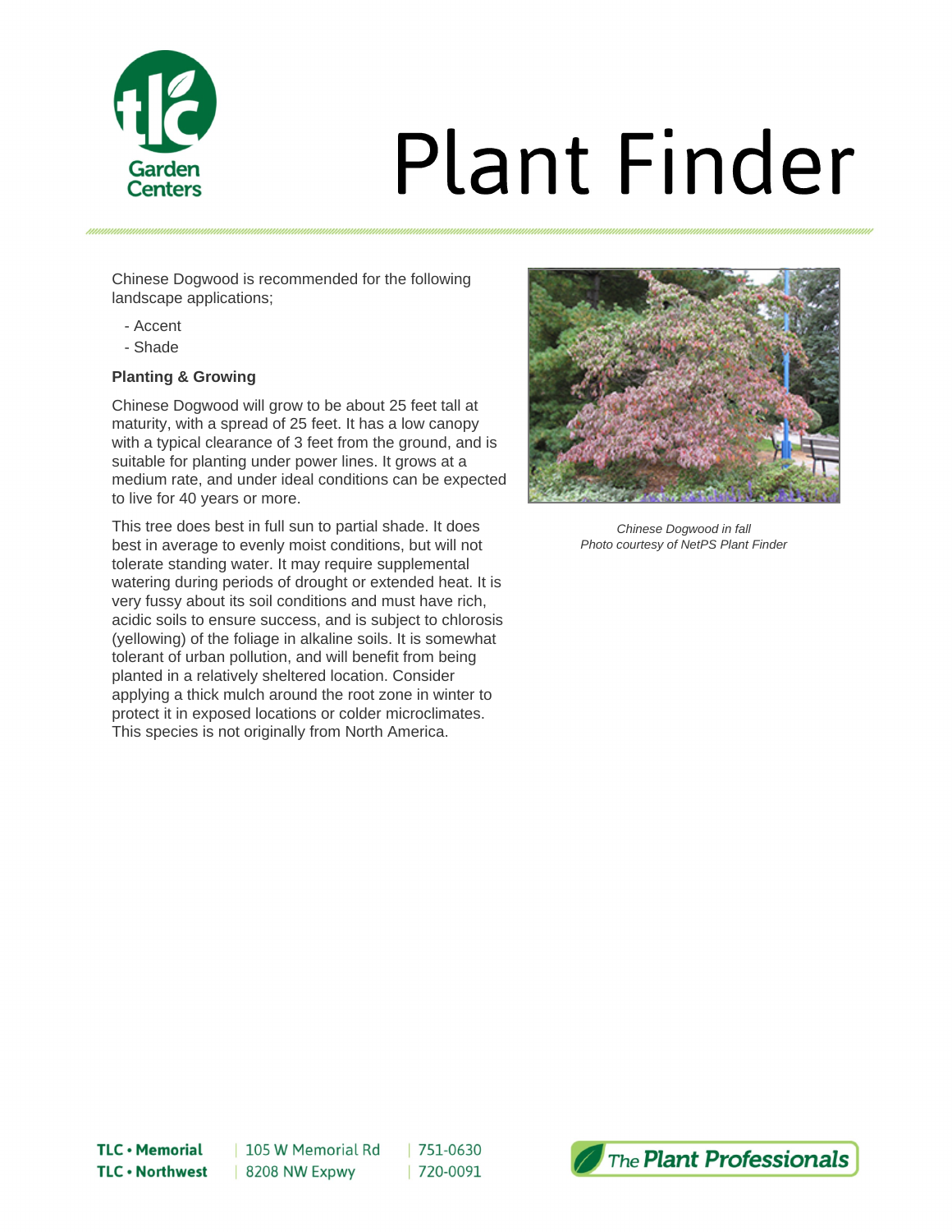# Plant Finder

Chinese Dogwood is recommended for the following landscape applications;

- Accent
- Shade

### Planting & Growing

Chinese Dogwood will grow to be about 25 feet tall at maturity, with a spread of 25 feet. It has a low canopy with a typical clearance of 3 feet from the ground, and is suitable for planting under power lines. It grows at a medium rate, and under ideal conditions can be expected to live for 40 years or more.

This tree does best in full sun to partial shade. It does best in average to evenly moist conditions, but will not tolerate standing water. It may require supplemental watering during periods of drought or extended heat. It is very fussy about its soil conditions and must have rich, acidic soils to ensure success, and is subject to chlorosis (yellowing) of the foliage in alkaline soils. It is somewhat tolerant of urban pollution, and will benefit from being planted in a relatively sheltered location. Consider applying a thick mulch around the root zone in winter to protect it in exposed locations or colder microclimates. This species is not originally from North America.

*Chinese Dogwood in fall*
*Photo courtesy of NetPS Plant Finder*

**TLC • Memorial** | 105 W Memorial Rd | 751-0630
**TLC • Northwest** | 8208 NW Expwy | 720-0091

*The Plant Professionals*